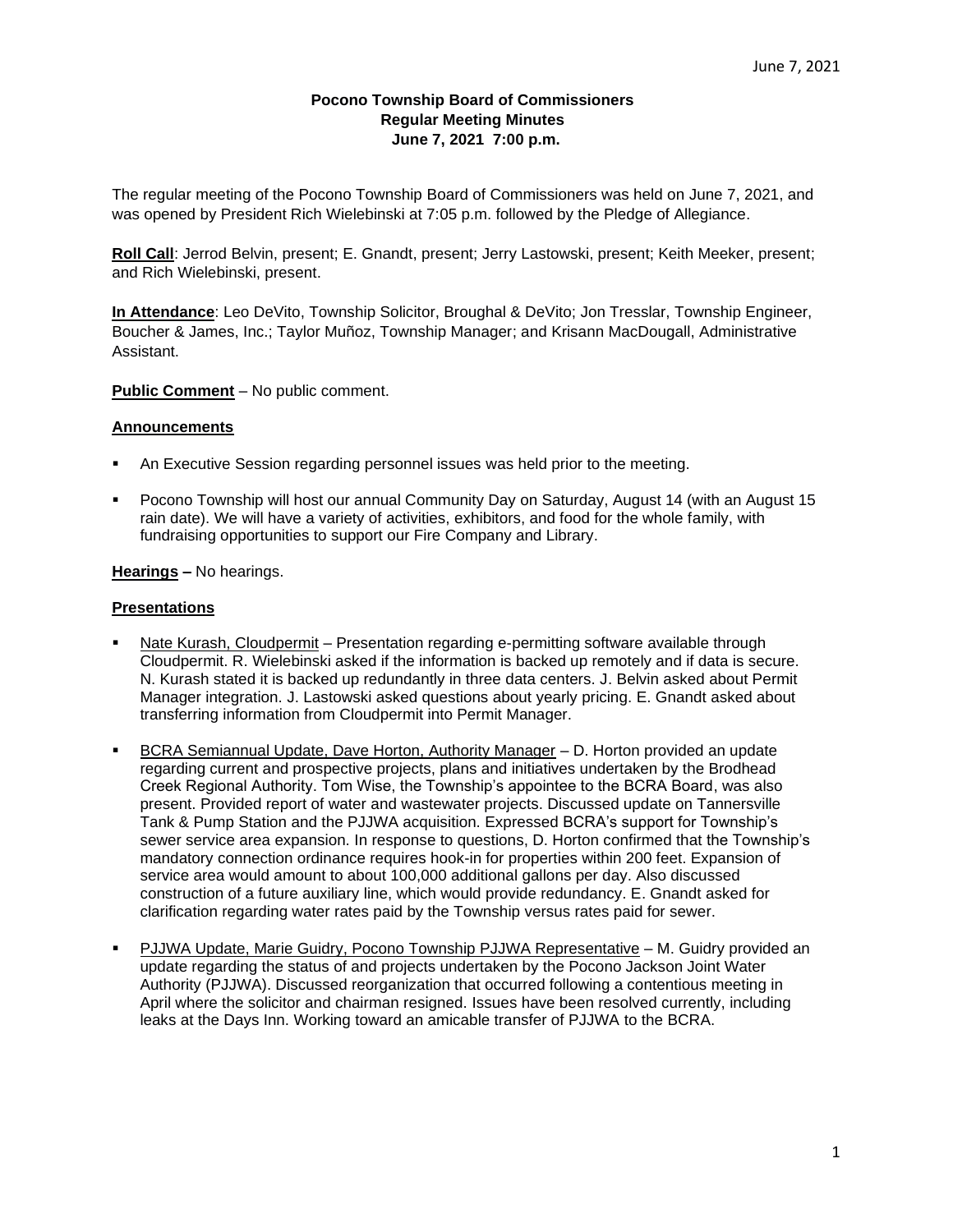**Pocono Township Board of Commissioners**
**Regular Meeting Minutes**
**June 7, 2021 7:00 p.m.**

The regular meeting of the Pocono Township Board of Commissioners was held on June 7, 2021, and was opened by President Rich Wielebinski at 7:05 p.m. followed by the Pledge of Allegiance.

**Roll Call**: Jerrod Belvin, present; E. Gnandt, present; Jerry Lastowski, present; Keith Meeker, present; and Rich Wielebinski, present.

**In Attendance**: Leo DeVito, Township Solicitor, Broughal & DeVito; Jon Tresslar, Township Engineer, Boucher & James, Inc.; Taylor Muñoz, Township Manager; and Krisann MacDougall, Administrative Assistant.

**Public Comment** – No public comment.

**Announcements**

- An Executive Session regarding personnel issues was held prior to the meeting.
- Pocono Township will host our annual Community Day on Saturday, August 14 (with an August 15 rain date). We will have a variety of activities, exhibitors, and food for the whole family, with fundraising opportunities to support our Fire Company and Library.

**Hearings –** No hearings.

**Presentations**

- Nate Kurash, Cloudpermit – Presentation regarding e-permitting software available through Cloudpermit. R. Wielebinski asked if the information is backed up remotely and if data is secure. N. Kurash stated it is backed up redundantly in three data centers. J. Belvin asked about Permit Manager integration. J. Lastowski asked questions about yearly pricing. E. Gnandt asked about transferring information from Cloudpermit into Permit Manager.
- BCRA Semiannual Update, Dave Horton, Authority Manager – D. Horton provided an update regarding current and prospective projects, plans and initiatives undertaken by the Brodhead Creek Regional Authority. Tom Wise, the Township's appointee to the BCRA Board, was also present. Provided report of water and wastewater projects. Discussed update on Tannersville Tank & Pump Station and the PJJWA acquisition. Expressed BCRA's support for Township's sewer service area expansion. In response to questions, D. Horton confirmed that the Township's mandatory connection ordinance requires hook-in for properties within 200 feet. Expansion of service area would amount to about 100,000 additional gallons per day. Also discussed construction of a future auxiliary line, which would provide redundancy. E. Gnandt asked for clarification regarding water rates paid by the Township versus rates paid for sewer.
- PJJWA Update, Marie Guidry, Pocono Township PJJWA Representative – M. Guidry provided an update regarding the status of and projects undertaken by the Pocono Jackson Joint Water Authority (PJJWA). Discussed reorganization that occurred following a contentious meeting in April where the solicitor and chairman resigned. Issues have been resolved currently, including leaks at the Days Inn. Working toward an amicable transfer of PJJWA to the BCRA.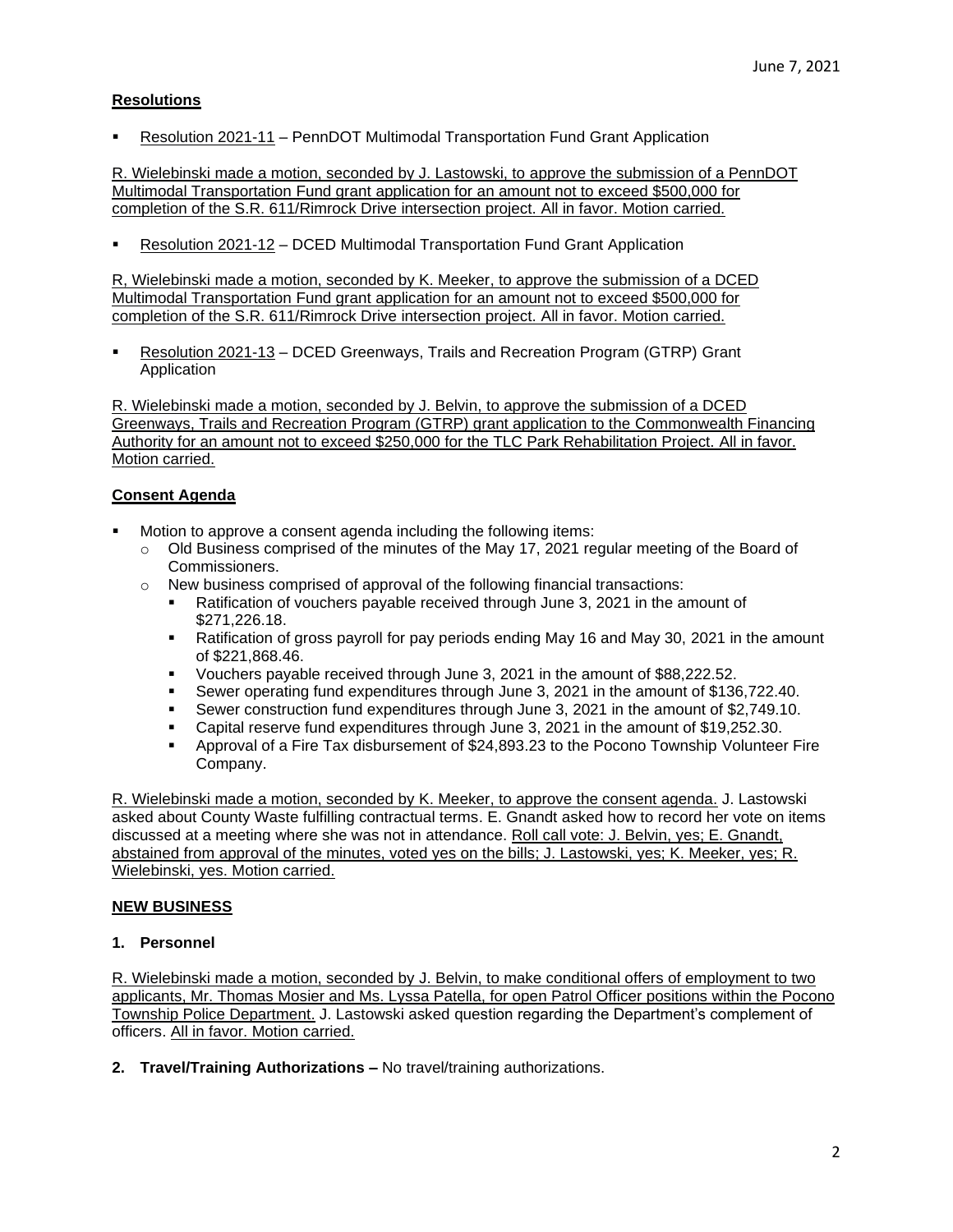## Resolutions

- Resolution 2021-11 – PennDOT Multimodal Transportation Fund Grant Application

R. Wielebinski made a motion, seconded by J. Lastowski, to approve the submission of a PennDOT Multimodal Transportation Fund grant application for an amount not to exceed $500,000 for completion of the S.R. 611/Rimrock Drive intersection project. All in favor. Motion carried.

- Resolution 2021-12 – DCED Multimodal Transportation Fund Grant Application

R, Wielebinski made a motion, seconded by K. Meeker, to approve the submission of a DCED Multimodal Transportation Fund grant application for an amount not to exceed $500,000 for completion of the S.R. 611/Rimrock Drive intersection project. All in favor. Motion carried.

- Resolution 2021-13 – DCED Greenways, Trails and Recreation Program (GTRP) Grant Application

R. Wielebinski made a motion, seconded by J. Belvin, to approve the submission of a DCED Greenways, Trails and Recreation Program (GTRP) grant application to the Commonwealth Financing Authority for an amount not to exceed $250,000 for the TLC Park Rehabilitation Project. All in favor. Motion carried.

## Consent Agenda

- Motion to approve a consent agenda including the following items:
  - Old Business comprised of the minutes of the May 17, 2021 regular meeting of the Board of Commissioners.
  - New business comprised of approval of the following financial transactions:
    - Ratification of vouchers payable received through June 3, 2021 in the amount of $271,226.18.
    - Ratification of gross payroll for pay periods ending May 16 and May 30, 2021 in the amount of $221,868.46.
    - Vouchers payable received through June 3, 2021 in the amount of $88,222.52.
    - Sewer operating fund expenditures through June 3, 2021 in the amount of $136,722.40.
    - Sewer construction fund expenditures through June 3, 2021 in the amount of $2,749.10.
    - Capital reserve fund expenditures through June 3, 2021 in the amount of $19,252.30.
    - Approval of a Fire Tax disbursement of $24,893.23 to the Pocono Township Volunteer Fire Company.

R. Wielebinski made a motion, seconded by K. Meeker, to approve the consent agenda. J. Lastowski asked about County Waste fulfilling contractual terms. E. Gnandt asked how to record her vote on items discussed at a meeting where she was not in attendance. Roll call vote: J. Belvin, yes; E. Gnandt, abstained from approval of the minutes, voted yes on the bills; J. Lastowski, yes; K. Meeker, yes; R. Wielebinski, yes. Motion carried.

## NEW BUSINESS

### 1. Personnel

R. Wielebinski made a motion, seconded by J. Belvin, to make conditional offers of employment to two applicants, Mr. Thomas Mosier and Ms. Lyssa Patella, for open Patrol Officer positions within the Pocono Township Police Department. J. Lastowski asked question regarding the Department's complement of officers. All in favor. Motion carried.

**2. Travel/Training Authorizations –** No travel/training authorizations.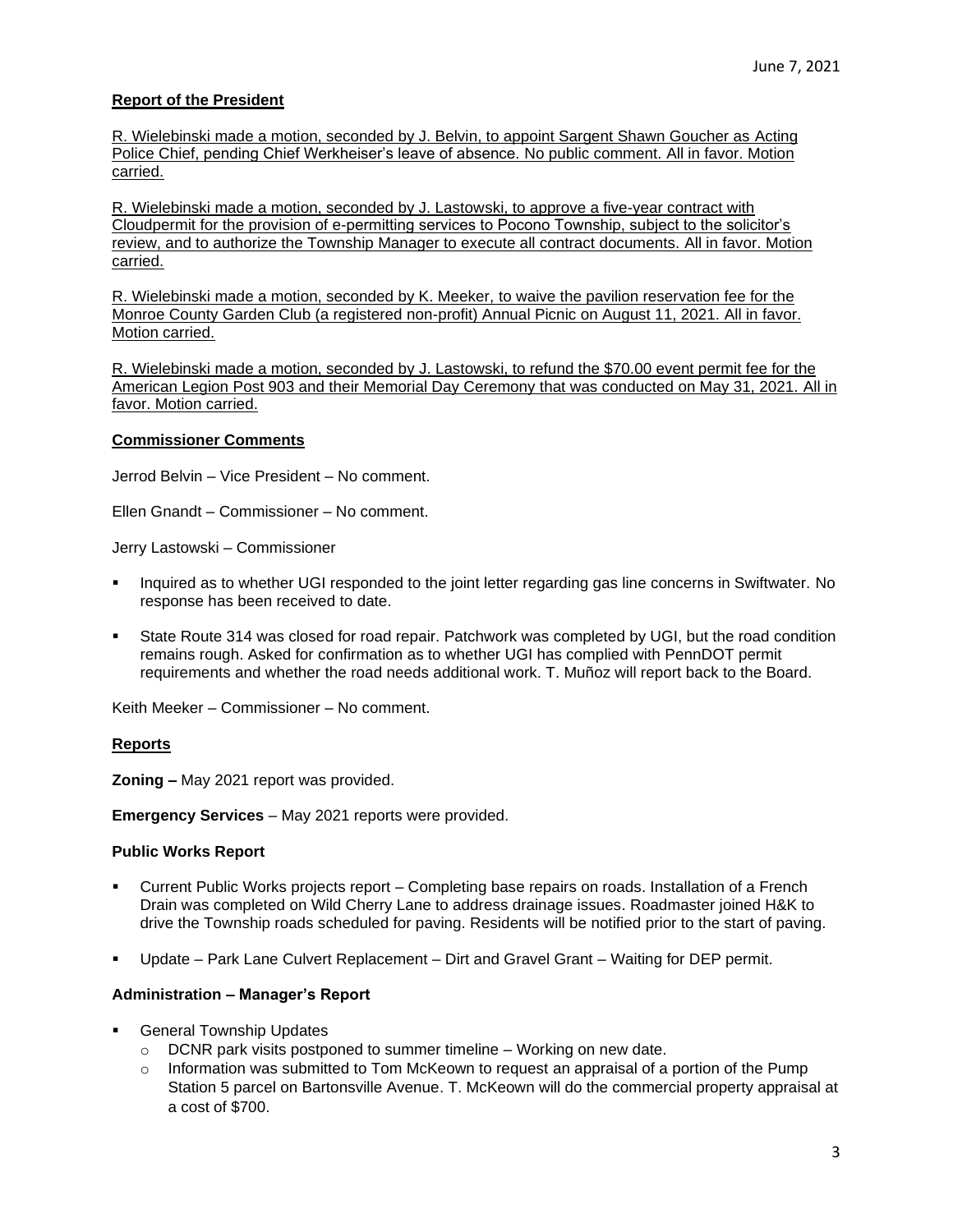June 7, 2021

**Report of the President**

R. Wielebinski made a motion, seconded by J. Belvin, to appoint Sargent Shawn Goucher as Acting Police Chief, pending Chief Werkheiser's leave of absence. No public comment. All in favor. Motion carried.

R. Wielebinski made a motion, seconded by J. Lastowski, to approve a five-year contract with Cloudpermit for the provision of e-permitting services to Pocono Township, subject to the solicitor's review, and to authorize the Township Manager to execute all contract documents. All in favor. Motion carried.

R. Wielebinski made a motion, seconded by K. Meeker, to waive the pavilion reservation fee for the Monroe County Garden Club (a registered non-profit) Annual Picnic on August 11, 2021. All in favor. Motion carried.

R. Wielebinski made a motion, seconded by J. Lastowski, to refund the $70.00 event permit fee for the American Legion Post 903 and their Memorial Day Ceremony that was conducted on May 31, 2021. All in favor. Motion carried.

**Commissioner Comments**

Jerrod Belvin – Vice President – No comment.

Ellen Gnandt – Commissioner – No comment.

Jerry Lastowski – Commissioner

- Inquired as to whether UGI responded to the joint letter regarding gas line concerns in Swiftwater. No response has been received to date.
- State Route 314 was closed for road repair. Patchwork was completed by UGI, but the road condition remains rough. Asked for confirmation as to whether UGI has complied with PennDOT permit requirements and whether the road needs additional work. T. Muñoz will report back to the Board.

Keith Meeker – Commissioner – No comment.

**Reports**

**Zoning –** May 2021 report was provided.

**Emergency Services** – May 2021 reports were provided.

**Public Works Report**

- Current Public Works projects report – Completing base repairs on roads. Installation of a French Drain was completed on Wild Cherry Lane to address drainage issues. Roadmaster joined H&K to drive the Township roads scheduled for paving. Residents will be notified prior to the start of paving.
- Update – Park Lane Culvert Replacement – Dirt and Gravel Grant – Waiting for DEP permit.

**Administration – Manager's Report**

- General Township Updates
  - DCNR park visits postponed to summer timeline – Working on new date.
  - Information was submitted to Tom McKeown to request an appraisal of a portion of the Pump Station 5 parcel on Bartonsville Avenue. T. McKeown will do the commercial property appraisal at a cost of $700.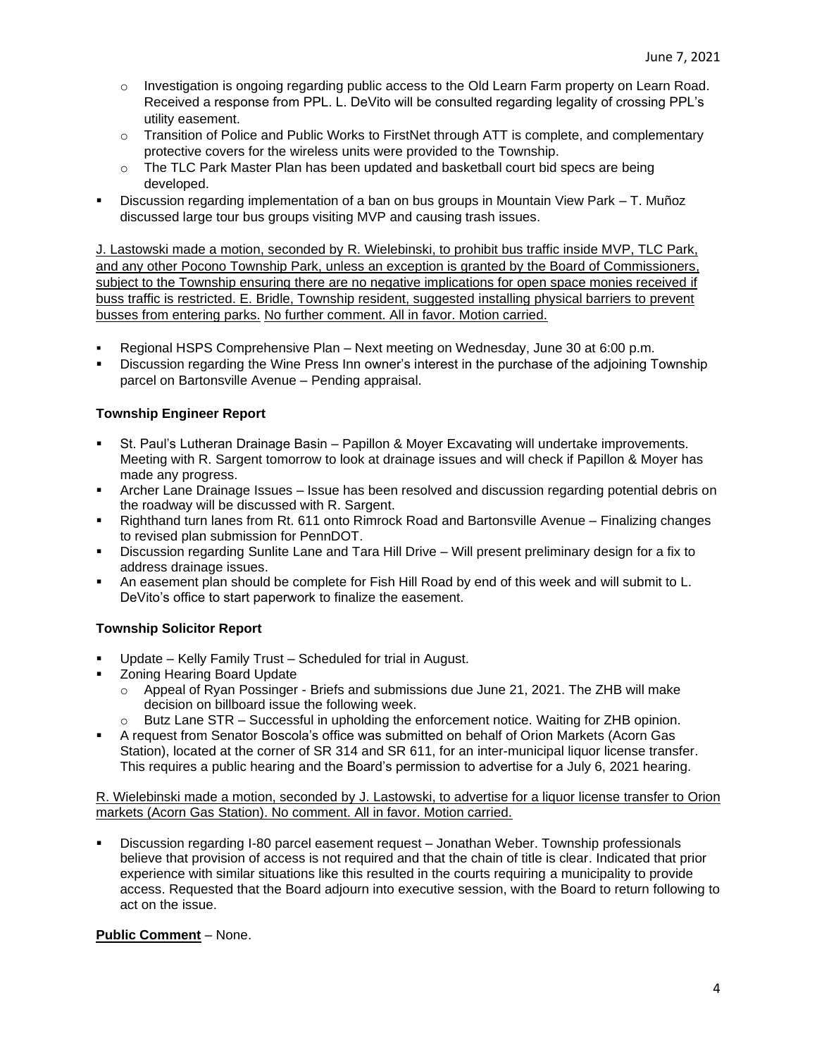- Investigation is ongoing regarding public access to the Old Learn Farm property on Learn Road. Received a response from PPL. L. DeVito will be consulted regarding legality of crossing PPL's utility easement.
- Transition of Police and Public Works to FirstNet through ATT is complete, and complementary protective covers for the wireless units were provided to the Township.
- The TLC Park Master Plan has been updated and basketball court bid specs are being developed.

- Discussion regarding implementation of a ban on bus groups in Mountain View Park – T. Muñoz discussed large tour bus groups visiting MVP and causing trash issues.

<u>J. Lastowski made a motion, seconded by R. Wielebinski, to prohibit bus traffic inside MVP, TLC Park, and any other Pocono Township Park, unless an exception is granted by the Board of Commissioners, subject to the Township ensuring there are no negative implications for open space monies received if buss traffic is restricted. E. Bridle, Township resident, suggested installing physical barriers to prevent busses from entering parks.</u> <u>No further comment. All in favor. Motion carried.</u>

- Regional HSPS Comprehensive Plan – Next meeting on Wednesday, June 30 at 6:00 p.m.
- Discussion regarding the Wine Press Inn owner's interest in the purchase of the adjoining Township parcel on Bartonsville Avenue – Pending appraisal.

### Township Engineer Report

- St. Paul's Lutheran Drainage Basin – Papillon & Moyer Excavating will undertake improvements. Meeting with R. Sargent tomorrow to look at drainage issues and will check if Papillon & Moyer has made any progress.
- Archer Lane Drainage Issues – Issue has been resolved and discussion regarding potential debris on the roadway will be discussed with R. Sargent.
- Righthand turn lanes from Rt. 611 onto Rimrock Road and Bartonsville Avenue – Finalizing changes to revised plan submission for PennDOT.
- Discussion regarding Sunlite Lane and Tara Hill Drive – Will present preliminary design for a fix to address drainage issues.
- An easement plan should be complete for Fish Hill Road by end of this week and will submit to L. DeVito's office to start paperwork to finalize the easement.

### Township Solicitor Report

- Update – Kelly Family Trust – Scheduled for trial in August.
- Zoning Hearing Board Update
  - Appeal of Ryan Possinger - Briefs and submissions due June 21, 2021. The ZHB will make decision on billboard issue the following week.
  - Butz Lane STR – Successful in upholding the enforcement notice. Waiting for ZHB opinion.
- A request from Senator Boscola's office was submitted on behalf of Orion Markets (Acorn Gas Station), located at the corner of SR 314 and SR 611, for an inter-municipal liquor license transfer. This requires a public hearing and the Board's permission to advertise for a July 6, 2021 hearing.

<u>R. Wielebinski made a motion, seconded by J. Lastowski, to advertise for a liquor license transfer to Orion markets (Acorn Gas Station). No comment. All in favor. Motion carried.</u>

- Discussion regarding I-80 parcel easement request – Jonathan Weber. Township professionals believe that provision of access is not required and that the chain of title is clear. Indicated that prior experience with similar situations like this resulted in the courts requiring a municipality to provide access. Requested that the Board adjourn into executive session, with the Board to return following to act on the issue.

**<u>Public Comment</u>** – None.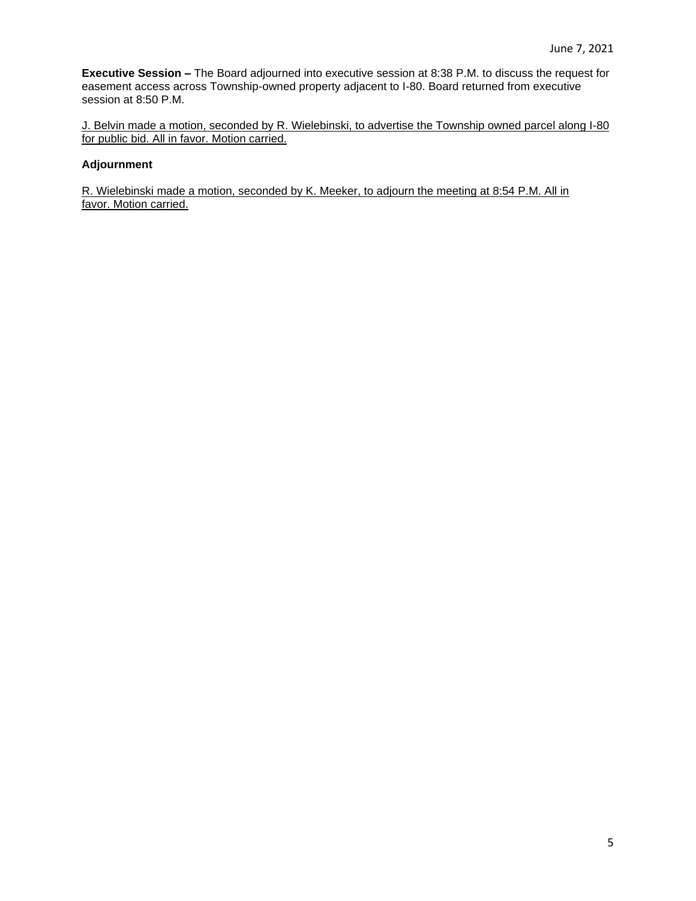**Executive Session –** The Board adjourned into executive session at 8:38 P.M. to discuss the request for easement access across Township-owned property adjacent to I-80. Board returned from executive session at 8:50 P.M.

<u>J. Belvin made a motion, seconded by R. Wielebinski, to advertise the Township owned parcel along I-80 for public bid. All in favor. Motion carried.</u>

**Adjournment**

<u>R. Wielebinski made a motion, seconded by K. Meeker, to adjourn the meeting at 8:54 P.M. All in favor. Motion carried.</u>